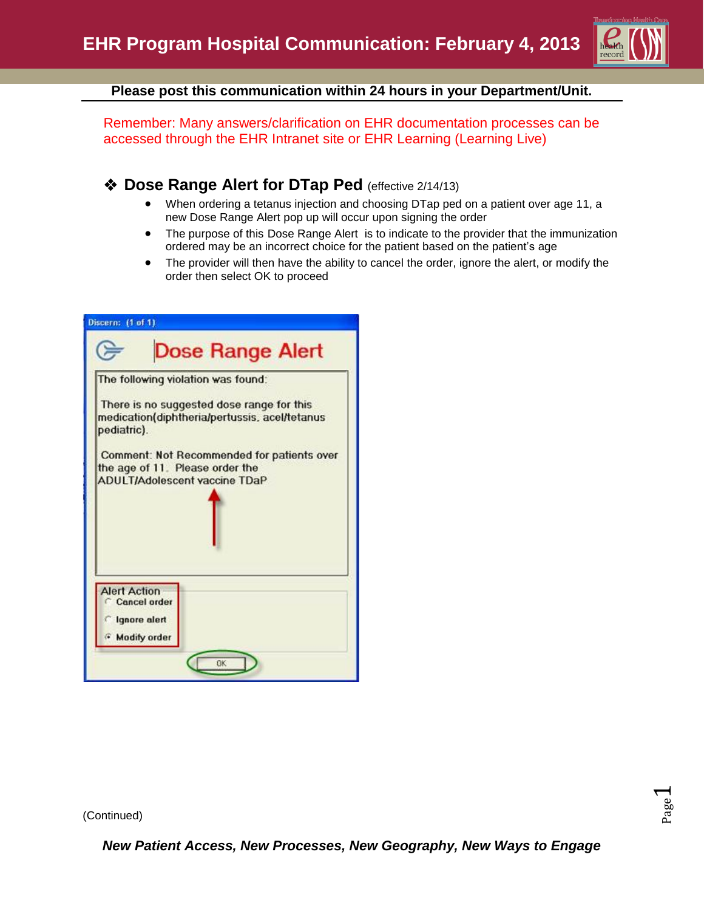# EHR Program Hospital Communication: February 4, 2013

**Please post this communication within 24 hours in your Department/Unit.**

Remember: Many answers/clarification on EHR documentation processes can be accessed through the EHR Intranet site or EHR Learning (Learning Live)

## ❖ Dose Range Alert for DTap Ped (effective 2/14/13)

- When ordering a tetanus injection and choosing DTap ped on a patient over age 11, a new Dose Range Alert pop up will occur upon signing the order
- The purpose of this Dose Range Alert is to indicate to the provider that the immunization ordered may be an incorrect choice for the patient based on the patient's age
- The provider will then have the ability to cancel the order, ignore the alert, or modify the order then select OK to proceed

Discern: (1 of 1)

**Dose Range Alert**

The following violation was found:

There is no suggested dose range for this medication(diphtheria/pertussis, acel/tetanus pediatric).

Comment: Not Recommended for patients over the age of 11. Please order the ADULT/Adolescent vaccine TDaP

Alert Action
- Cancel order
- Ignore alert
- Modify order

OK

(Continued)

***New Patient Access, New Processes, New Geography, New Ways to Engage***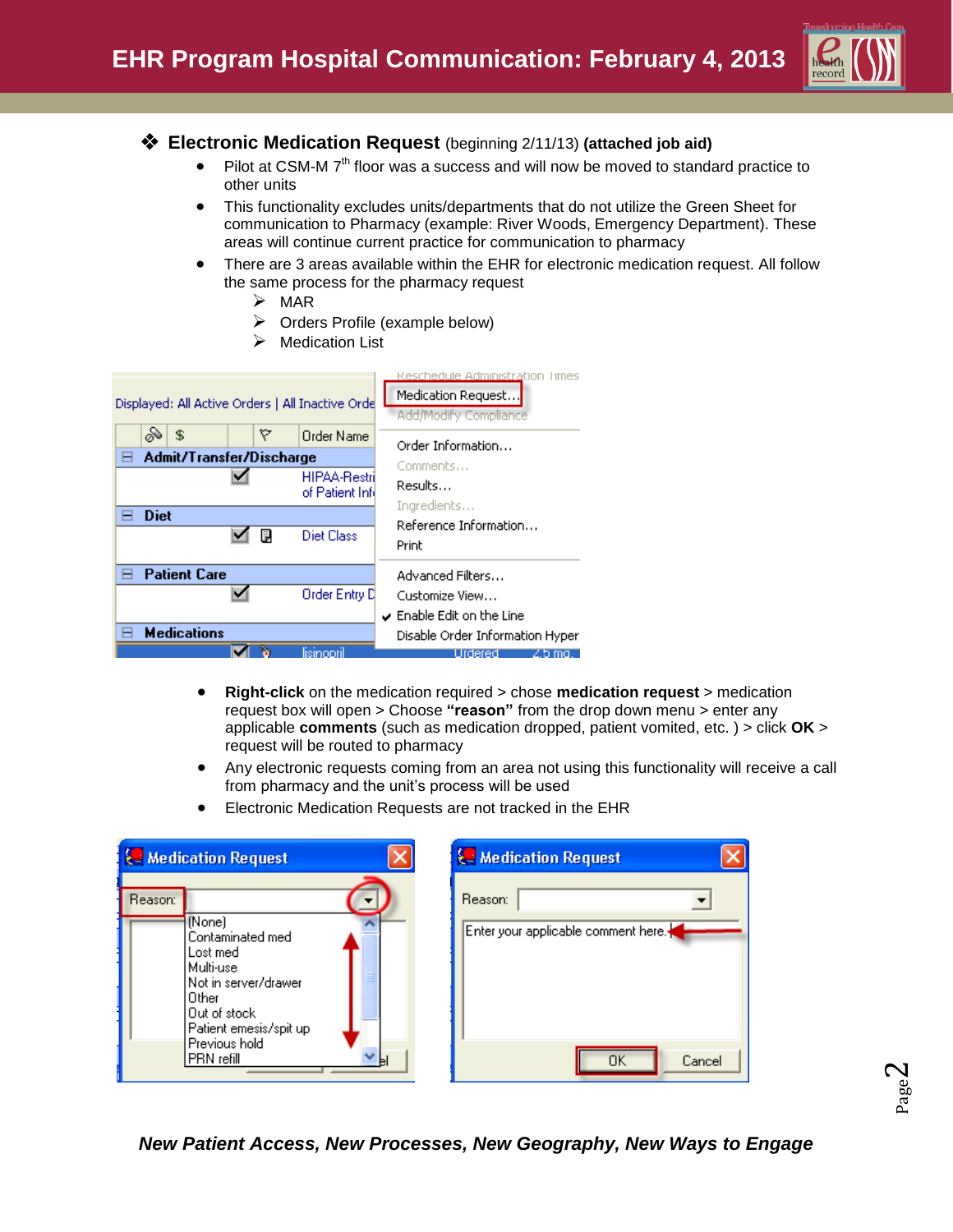## ❖ Electronic Medication Request (beginning 2/11/13) **(attached job aid)**

- Pilot at CSM-M 7th floor was a success and will now be moved to standard practice to other units
- This functionality excludes units/departments that do not utilize the Green Sheet for communication to Pharmacy (example: River Woods, Emergency Department). These areas will continue current practice for communication to pharmacy
- There are 3 areas available within the EHR for electronic medication request. All follow the same process for the pharmacy request
  - MAR
  - Orders Profile (example below)
  - Medication List

- **Right-click** on the medication required > chose **medication request** > medication request box will open > Choose **"reason"** from the drop down menu > enter any applicable **comments** (such as medication dropped, patient vomited, etc. ) > click **OK** > request will be routed to pharmacy
- Any electronic requests coming from an area not using this functionality will receive a call from pharmacy and the unit's process will be used
- Electronic Medication Requests are not tracked in the EHR

***New Patient Access, New Processes, New Geography, New Ways to Engage***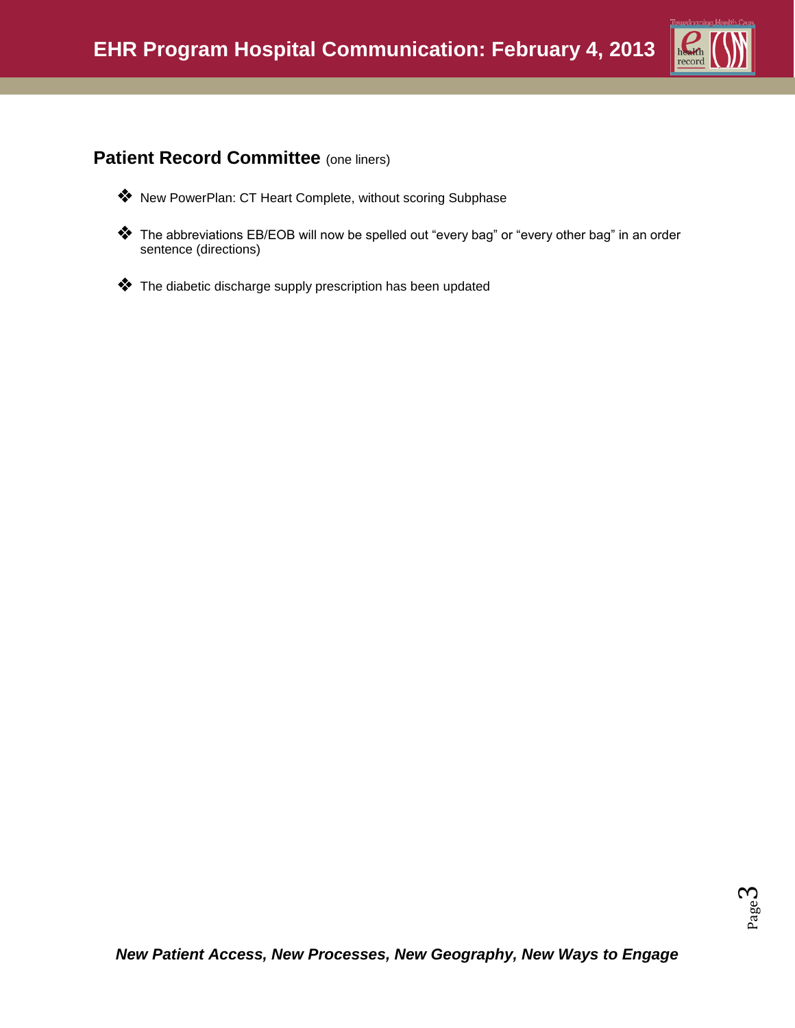## Patient Record Committee (one liners)

- New PowerPlan: CT Heart Complete, without scoring Subphase
- The abbreviations EB/EOB will now be spelled out “every bag” or “every other bag” in an order sentence (directions)
- The diabetic discharge supply prescription has been updated